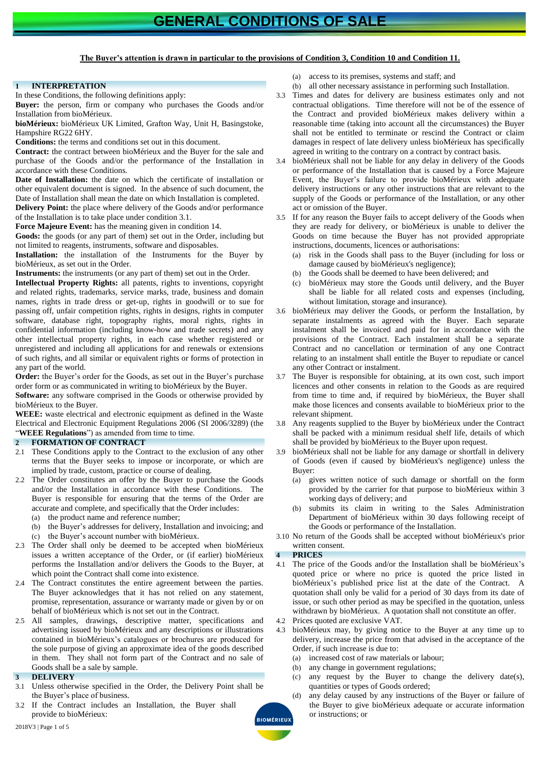# GENERAL CONDITIONS OF SALE

**The Buyer's attention is drawn in particular to the provisions of Condition 3, Condition 10 and Condition 11.**

## 1 INTERPRETATION

In these Conditions, the following definitions apply:

**Buyer:** the person, firm or company who purchases the Goods and/or Installation from bioMérieux.

**bioMérieux:** bioMérieux UK Limited, Grafton Way, Unit H, Basingstoke, Hampshire RG22 6HY.

**Conditions:** the terms and conditions set out in this document.

**Contract:** the contract between bioMérieux and the Buyer for the sale and purchase of the Goods and/or the performance of the Installation in accordance with these Conditions.

**Date of Installation:** the date on which the certificate of installation or other equivalent document is signed. In the absence of such document, the Date of Installation shall mean the date on which Installation is completed.

**Delivery Point:** the place where delivery of the Goods and/or performance of the Installation is to take place under condition 3.1.

**Force Majeure Event:** has the meaning given in condition 14.

**Goods:** the goods (or any part of them) set out in the Order, including but not limited to reagents, instruments, software and disposables.

**Installation:** the installation of the Instruments for the Buyer by bioMérieux, as set out in the Order.

**Instruments:** the instruments (or any part of them) set out in the Order.

**Intellectual Property Rights:** all patents, rights to inventions, copyright and related rights, trademarks, service marks, trade, business and domain names, rights in trade dress or get-up, rights in goodwill or to sue for passing off, unfair competition rights, rights in designs, rights in computer software, database right, topography rights, moral rights, rights in confidential information (including know-how and trade secrets) and any other intellectual property rights, in each case whether registered or unregistered and including all applications for and renewals or extensions of such rights, and all similar or equivalent rights or forms of protection in any part of the world.

**Order:** the Buyer's order for the Goods, as set out in the Buyer's purchase order form or as communicated in writing to bioMérieux by the Buyer.

**Software:** any software comprised in the Goods or otherwise provided by bioMérieux to the Buyer.

**WEEE:** waste electrical and electronic equipment as defined in the Waste Electrical and Electronic Equipment Regulations 2006 (SI 2006/3289) (the "**WEEE Regulations**") as amended from time to time.

## 2 FORMATION OF CONTRACT

2.1 These Conditions apply to the Contract to the exclusion of any other terms that the Buyer seeks to impose or incorporate, or which are implied by trade, custom, practice or course of dealing.

2.2 The Order constitutes an offer by the Buyer to purchase the Goods and/or the Installation in accordance with these Conditions. The Buyer is responsible for ensuring that the terms of the Order are accurate and complete, and specifically that the Order includes:

- (a) the product name and reference number;
- (b) the Buyer's addresses for delivery, Installation and invoicing; and
- (c) the Buyer's account number with bioMérieux.

2.3 The Order shall only be deemed to be accepted when bioMérieux issues a written acceptance of the Order, or (if earlier) bioMérieux performs the Installation and/or delivers the Goods to the Buyer, at which point the Contract shall come into existence.

2.4 The Contract constitutes the entire agreement between the parties. The Buyer acknowledges that it has not relied on any statement, promise, representation, assurance or warranty made or given by or on behalf of bioMérieux which is not set out in the Contract.

2.5 All samples, drawings, descriptive matter, specifications and advertising issued by bioMérieux and any descriptions or illustrations contained in bioMérieux's catalogues or brochures are produced for the sole purpose of giving an approximate idea of the goods described in them. They shall not form part of the Contract and no sale of Goods shall be a sale by sample.

## 3 DELIVERY

3.1 Unless otherwise specified in the Order, the Delivery Point shall be the Buyer's place of business.

3.2 If the Contract includes an Installation, the Buyer shall provide to bioMérieux:

- (a) access to its premises, systems and staff; and
- (b) all other necessary assistance in performing such Installation.

3.3 Times and dates for delivery are business estimates only and not contractual obligations. Time therefore will not be of the essence of the Contract and provided bioMérieux makes delivery within a reasonable time (taking into account all the circumstances) the Buyer shall not be entitled to terminate or rescind the Contract or claim damages in respect of late delivery unless bioMérieux has specifically agreed in writing to the contrary on a contract by contract basis.

3.4 bioMérieux shall not be liable for any delay in delivery of the Goods or performance of the Installation that is caused by a Force Majeure Event, the Buyer's failure to provide bioMérieux with adequate delivery instructions or any other instructions that are relevant to the supply of the Goods or performance of the Installation, or any other act or omission of the Buyer.

3.5 If for any reason the Buyer fails to accept delivery of the Goods when they are ready for delivery, or bioMérieux is unable to deliver the Goods on time because the Buyer has not provided appropriate instructions, documents, licences or authorisations:

- (a) risk in the Goods shall pass to the Buyer (including for loss or damage caused by bioMérieux's negligence);
- (b) the Goods shall be deemed to have been delivered; and
- (c) bioMérieux may store the Goods until delivery, and the Buyer shall be liable for all related costs and expenses (including, without limitation, storage and insurance).

3.6 bioMérieux may deliver the Goods, or perform the Installation, by separate instalments as agreed with the Buyer. Each separate instalment shall be invoiced and paid for in accordance with the provisions of the Contract. Each instalment shall be a separate Contract and no cancellation or termination of any one Contract relating to an instalment shall entitle the Buyer to repudiate or cancel any other Contract or instalment.

3.7 The Buyer is responsible for obtaining, at its own cost, such import licences and other consents in relation to the Goods as are required from time to time and, if required by bioMérieux, the Buyer shall make those licences and consents available to bioMérieux prior to the relevant shipment.

3.8 Any reagents supplied to the Buyer by bioMérieux under the Contract shall be packed with a minimum residual shelf life, details of which shall be provided by bioMérieux to the Buyer upon request.

3.9 bioMérieux shall not be liable for any damage or shortfall in delivery of Goods (even if caused by bioMérieux's negligence) unless the Buyer:

- (a) gives written notice of such damage or shortfall on the form provided by the carrier for that purpose to bioMérieux within 3 working days of delivery; and
- (b) submits its claim in writing to the Sales Administration Department of bioMérieux within 30 days following receipt of the Goods or performance of the Installation.

3.10 No return of the Goods shall be accepted without bioMérieux's prior written consent.

## 4 PRICES

4.1 The price of the Goods and/or the Installation shall be bioMérieux's quoted price or where no price is quoted the price listed in bioMérieux's published price list at the date of the Contract. A quotation shall only be valid for a period of 30 days from its date of issue, or such other period as may be specified in the quotation, unless withdrawn by bioMérieux. A quotation shall not constitute an offer.

4.2 Prices quoted are exclusive VAT.

4.3 bioMérieux may, by giving notice to the Buyer at any time up to delivery, increase the price from that advised in the acceptance of the Order, if such increase is due to:

- (a) increased cost of raw materials or labour;
- (b) any change in government regulations;
- (c) any request by the Buyer to change the delivery date(s), quantities or types of Goods ordered;
- (d) any delay caused by any instructions of the Buyer or failure of the Buyer to give bioMérieux adequate or accurate information or instructions; or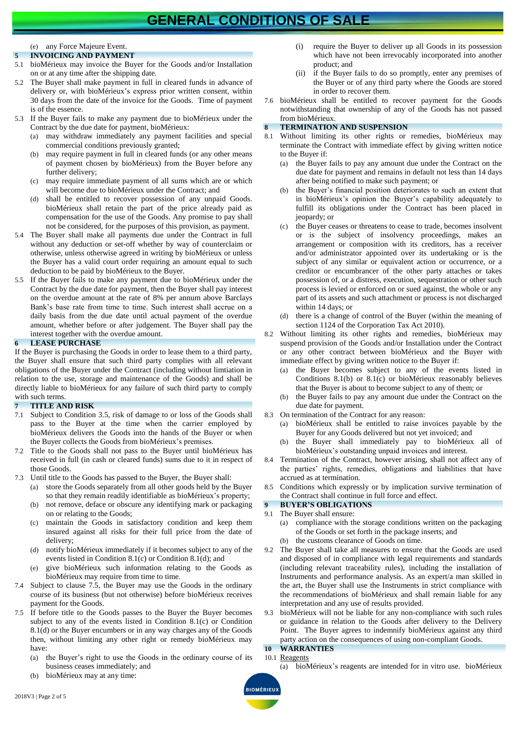(e) any Force Majeure Event.

## 5 INVOICING AND PAYMENT

5.1 bioMérieux may invoice the Buyer for the Goods and/or Installation on or at any time after the shipping date.

5.2 The Buyer shall make payment in full in cleared funds in advance of delivery or, with bioMérieux's express prior written consent, within 30 days from the date of the invoice for the Goods. Time of payment is of the essence.

5.3 If the Buyer fails to make any payment due to bioMérieux under the Contract by the due date for payment, bioMérieux:

(a) may withdraw immediately any payment facilities and special commercial conditions previously granted;

(b) may require payment in full in cleared funds (or any other means of payment chosen by bioMérieux) from the Buyer before any further delivery;

(c) may require immediate payment of all sums which are or which will become due to bioMérieux under the Contract; and

(d) shall be entitled to recover possession of any unpaid Goods. bioMérieux shall retain the part of the price already paid as compensation for the use of the Goods. Any promise to pay shall not be considered, for the purposes of this provision, as payment.

5.4 The Buyer shall make all payments due under the Contract in full without any deduction or set-off whether by way of counterclaim or otherwise, unless otherwise agreed in writing by bioMérieux or unless the Buyer has a valid court order requiring an amount equal to such deduction to be paid by bioMérieux to the Buyer.

5.5 If the Buyer fails to make any payment due to bioMérieux under the Contract by the due date for payment, then the Buyer shall pay interest on the overdue amount at the rate of 8% per annum above Barclays Bank's base rate from time to time. Such interest shall accrue on a daily basis from the due date until actual payment of the overdue amount, whether before or after judgement. The Buyer shall pay the interest together with the overdue amount.

## 6 LEASE PURCHASE

If the Buyer is purchasing the Goods in order to lease them to a third party, the Buyer shall ensure that such third party complies with all relevant obligations of the Buyer under the Contract (including without limtiation in relation to the use, storage and maintenance of the Goods) and shall be directly liable to bioMérieux for any failure of such third party to comply with such terms.

## 7 TITLE AND RISK

7.1 Subject to Condition 3.5, risk of damage to or loss of the Goods shall pass to the Buyer at the time when the carrier employed by bioMérieux delivers the Goods into the hands of the Buyer or when the Buyer collects the Goods from bioMérieux's premises.

7.2 Title to the Goods shall not pass to the Buyer until bioMérieux has received in full (in cash or cleared funds) sums due to it in respect of those Goods.

7.3 Until title to the Goods has passed to the Buyer, the Buyer shall:

(a) store the Goods separately from all other goods held by the Buyer so that they remain readily identifiable as bioMérieux's property;

(b) not remove, deface or obscure any identifying mark or packaging on or relating to the Goods;

(c) maintain the Goods in satisfactory condition and keep them insured against all risks for their full price from the date of delivery;

(d) notify bioMérieux immediately if it becomes subject to any of the events listed in Condition 8.1(c) or Condition 8.1(d); and

(e) give bioMérieux such information relating to the Goods as bioMérieux may require from time to time.

7.4 Subject to clause 7.5, the Buyer may use the Goods in the ordinary course of its business (but not otherwise) before bioMérieux receives payment for the Goods.

7.5 If before title to the Goods passes to the Buyer the Buyer becomes subject to any of the events listed in Condition 8.1(c) or Condition 8.1(d) or the Buyer encumbers or in any way charges any of the Goods then, without limiting any other right or remedy bioMérieux may have:

(a) the Buyer's right to use the Goods in the ordinary course of its business ceases immediately; and

(b) bioMérieux may at any time:

(i) require the Buyer to deliver up all Goods in its possession which have not been irrevocably incorporated into another product; and

(ii) if the Buyer fails to do so promptly, enter any premises of the Buyer or of any third party where the Goods are stored in order to recover them.

7.6 bioMérieux shall be entitled to recover payment for the Goods notwithstanding that ownership of any of the Goods has not passed from bioMérieux.

## 8 TERMINATION AND SUSPENSION

8.1 Without limiting its other rights or remedies, bioMérieux may terminate the Contract with immediate effect by giving written notice to the Buyer if:

(a) the Buyer fails to pay any amount due under the Contract on the due date for payment and remains in default not less than 14 days after being notified to make such payment; or

(b) the Buyer's financial position deteriorates to such an extent that in bioMérieux's opinion the Buyer's capability adequately to fulfill its obligations under the Contract has been placed in jeopardy; or

(c) the Buyer ceases or threatens to cease to trade, becomes insolvent or is the subject of insolvency proceedings, makes an arrangement or composition with its creditors, has a receiver and/or administrator appointed over its undertaking or is the subject of any similar or equivalent action or occurrence, or a creditor or encumbrancer of the other party attaches or takes possession of, or a distress, execution, sequestration or other such process is levied or enforced on or sued against, the whole or any part of its assets and such attachment or process is not discharged within 14 days; or

(d) there is a change of control of the Buyer (within the meaning of section 1124 of the Corporation Tax Act 2010).

8.2 Without limiting its other rights and remedies, bioMérieux may suspend provision of the Goods and/or Installation under the Contract or any other contract between bioMérieux and the Buyer with immediate effect by giving written notice to the Buyer if:

(a) the Buyer becomes subject to any of the events listed in Conditions 8.1(b) or 8.1(c) or bioMérieux reasonably believes that the Buyer is about to become subject to any of them; or

(b) the Buyer fails to pay any amount due under the Contract on the due date for payment.

8.3 On termination of the Contract for any reason:

(a) bioMérieux shall be entitled to raise invoices payable by the Buyer for any Goods delivered but not yet invoiced; and

(b) the Buyer shall immediately pay to bioMérieux all of bioMérieux's outstanding unpaid invoices and interest.

8.4 Termination of the Contract, however arising, shall not affect any of the parties' rights, remedies, obligations and liabilities that have accrued as at termination.

8.5 Conditions which expressly or by implication survive termination of the Contract shall continue in full force and effect.

## 9 BUYER'S OBLIGATIONS

9.1 The Buyer shall ensure:

(a) compliance with the storage conditions written on the packaging of the Goods or set forth in the package inserts; and

(b) the customs clearance of Goods on time.

9.2 The Buyer shall take all measures to ensure that the Goods are used and disposed of in compliance with legal requirements and standards (including relevant traceability rules), including the installation of Instruments and performance analysis. As an expert/a man skilled in the art, the Buyer shall use the Instruments in strict compliance with the recommendations of bioMérieux and shall remain liable for any interpretation and any use of results provided.

9.3 bioMérieux will not be liable for any non-compliance with such rules or guidance in relation to the Goods after delivery to the Delivery Point. The Buyer agrees to indemnify bioMérieux against any third party action on the consequences of using non-compliant Goods.

## 10 WARRANTIES

10.1 Reagents

(a) bioMérieux's reagents are intended for in vitro use. bioMérieux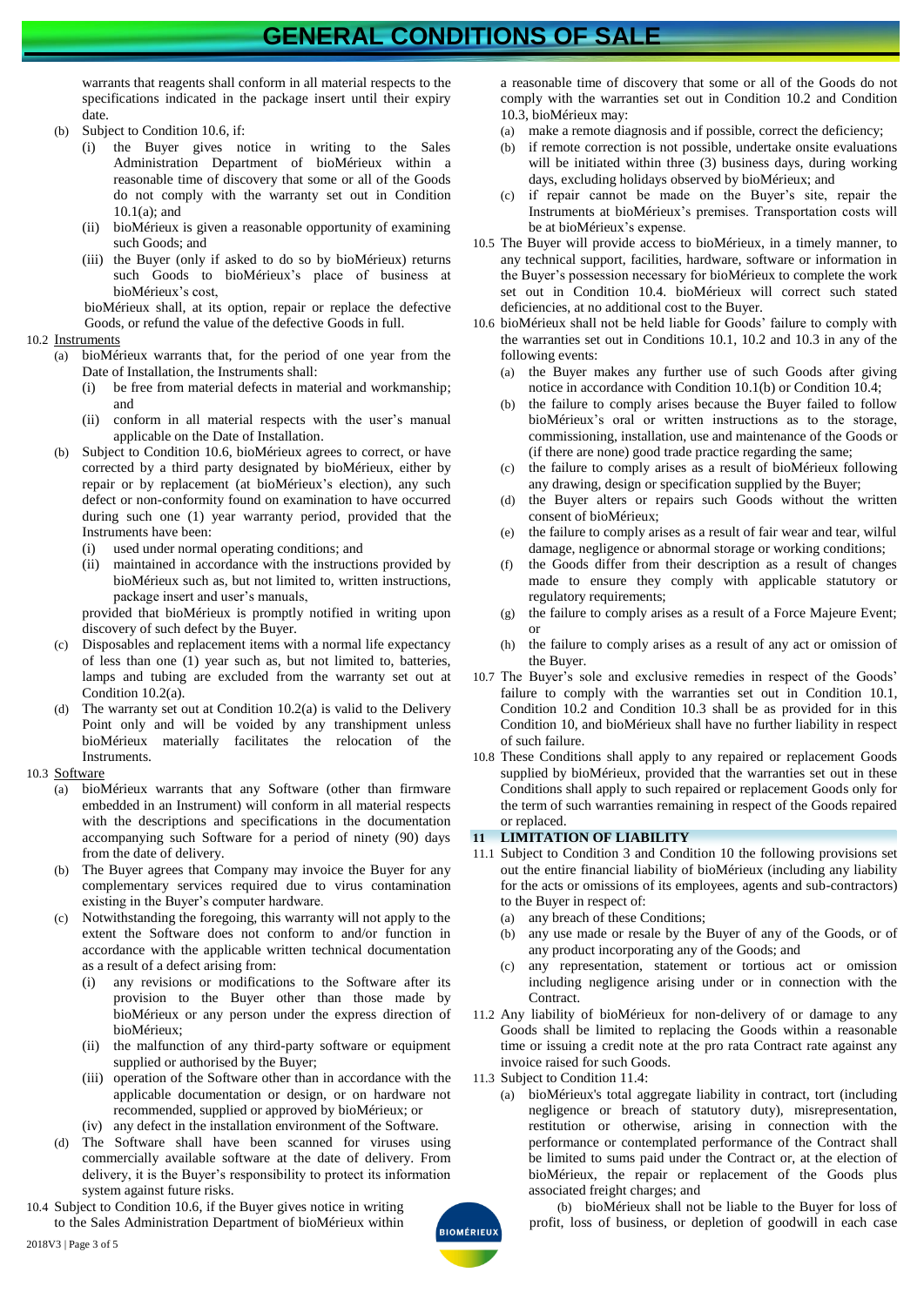warrants that reagents shall conform in all material respects to the specifications indicated in the package insert until their expiry date.

(b) Subject to Condition 10.6, if:

   (i) the Buyer gives notice in writing to the Sales Administration Department of bioMérieux within a reasonable time of discovery that some or all of the Goods do not comply with the warranty set out in Condition 10.1(a); and

   (ii) bioMérieux is given a reasonable opportunity of examining such Goods; and

   (iii) the Buyer (only if asked to do so by bioMérieux) returns such Goods to bioMérieux's place of business at bioMérieux's cost,

   bioMérieux shall, at its option, repair or replace the defective Goods, or refund the value of the defective Goods in full.

10.2 Instruments

(a) bioMérieux warrants that, for the period of one year from the Date of Installation, the Instruments shall:

   (i) be free from material defects in material and workmanship; and

   (ii) conform in all material respects with the user's manual applicable on the Date of Installation.

(b) Subject to Condition 10.6, bioMérieux agrees to correct, or have corrected by a third party designated by bioMérieux, either by repair or by replacement (at bioMérieux's election), any such defect or non-conformity found on examination to have occurred during such one (1) year warranty period, provided that the Instruments have been:

   (i) used under normal operating conditions; and

   (ii) maintained in accordance with the instructions provided by bioMérieux such as, but not limited to, written instructions, package insert and user's manuals,

   provided that bioMérieux is promptly notified in writing upon discovery of such defect by the Buyer.

(c) Disposables and replacement items with a normal life expectancy of less than one (1) year such as, but not limited to, batteries, lamps and tubing are excluded from the warranty set out at Condition 10.2(a).

(d) The warranty set out at Condition 10.2(a) is valid to the Delivery Point only and will be voided by any transhipment unless bioMérieux materially facilitates the relocation of the Instruments.

10.3 Software

(a) bioMérieux warrants that any Software (other than firmware embedded in an Instrument) will conform in all material respects with the descriptions and specifications in the documentation accompanying such Software for a period of ninety (90) days from the date of delivery.

(b) The Buyer agrees that Company may invoice the Buyer for any complementary services required due to virus contamination existing in the Buyer's computer hardware.

(c) Notwithstanding the foregoing, this warranty will not apply to the extent the Software does not conform to and/or function in accordance with the applicable written technical documentation as a result of a defect arising from:

   (i) any revisions or modifications to the Software after its provision to the Buyer other than those made by bioMérieux or any person under the express direction of bioMérieux;

   (ii) the malfunction of any third-party software or equipment supplied or authorised by the Buyer;

   (iii) operation of the Software other than in accordance with the applicable documentation or design, or on hardware not recommended, supplied or approved by bioMérieux; or

   (iv) any defect in the installation environment of the Software.

(d) The Software shall have been scanned for viruses using commercially available software at the date of delivery. From delivery, it is the Buyer's responsibility to protect its information system against future risks.

10.4 Subject to Condition 10.6, if the Buyer gives notice in writing to the Sales Administration Department of bioMérieux within a reasonable time of discovery that some or all of the Goods do not comply with the warranties set out in Condition 10.2 and Condition 10.3, bioMérieux may:

(a) make a remote diagnosis and if possible, correct the deficiency;

(b) if remote correction is not possible, undertake onsite evaluations will be initiated within three (3) business days, during working days, excluding holidays observed by bioMérieux; and

(c) if repair cannot be made on the Buyer's site, repair the Instruments at bioMérieux's premises. Transportation costs will be at bioMérieux's expense.

10.5 The Buyer will provide access to bioMérieux, in a timely manner, to any technical support, facilities, hardware, software or information in the Buyer's possession necessary for bioMérieux to complete the work set out in Condition 10.4. bioMérieux will correct such stated deficiencies, at no additional cost to the Buyer.

10.6 bioMérieux shall not be held liable for Goods' failure to comply with the warranties set out in Conditions 10.1, 10.2 and 10.3 in any of the following events:

(a) the Buyer makes any further use of such Goods after giving notice in accordance with Condition 10.1(b) or Condition 10.4;

(b) the failure to comply arises because the Buyer failed to follow bioMérieux's oral or written instructions as to the storage, commissioning, installation, use and maintenance of the Goods or (if there are none) good trade practice regarding the same;

(c) the failure to comply arises as a result of bioMérieux following any drawing, design or specification supplied by the Buyer;

(d) the Buyer alters or repairs such Goods without the written consent of bioMérieux;

(e) the failure to comply arises as a result of fair wear and tear, wilful damage, negligence or abnormal storage or working conditions;

(f) the Goods differ from their description as a result of changes made to ensure they comply with applicable statutory or regulatory requirements;

(g) the failure to comply arises as a result of a Force Majeure Event; or

(h) the failure to comply arises as a result of any act or omission of the Buyer.

10.7 The Buyer's sole and exclusive remedies in respect of the Goods' failure to comply with the warranties set out in Condition 10.1, Condition 10.2 and Condition 10.3 shall be as provided for in this Condition 10, and bioMérieux shall have no further liability in respect of such failure.

10.8 These Conditions shall apply to any repaired or replacement Goods supplied by bioMérieux, provided that the warranties set out in these Conditions shall apply to such repaired or replacement Goods only for the term of such warranties remaining in respect of the Goods repaired or replaced.

## 11 LIMITATION OF LIABILITY

11.1 Subject to Condition 3 and Condition 10 the following provisions set out the entire financial liability of bioMérieux (including any liability for the acts or omissions of its employees, agents and sub-contractors) to the Buyer in respect of:

(a) any breach of these Conditions;

(b) any use made or resale by the Buyer of any of the Goods, or of any product incorporating any of the Goods; and

(c) any representation, statement or tortious act or omission including negligence arising under or in connection with the Contract.

11.2 Any liability of bioMérieux for non-delivery of or damage to any Goods shall be limited to replacing the Goods within a reasonable time or issuing a credit note at the pro rata Contract rate against any invoice raised for such Goods.

11.3 Subject to Condition 11.4:

(a) bioMérieux's total aggregate liability in contract, tort (including negligence or breach of statutory duty), misrepresentation, restitution or otherwise, arising in connection with the performance or contemplated performance of the Contract shall be limited to sums paid under the Contract or, at the election of bioMérieux, the repair or replacement of the Goods plus associated freight charges; and

(b) bioMérieux shall not be liable to the Buyer for loss of profit, loss of business, or depletion of goodwill in each case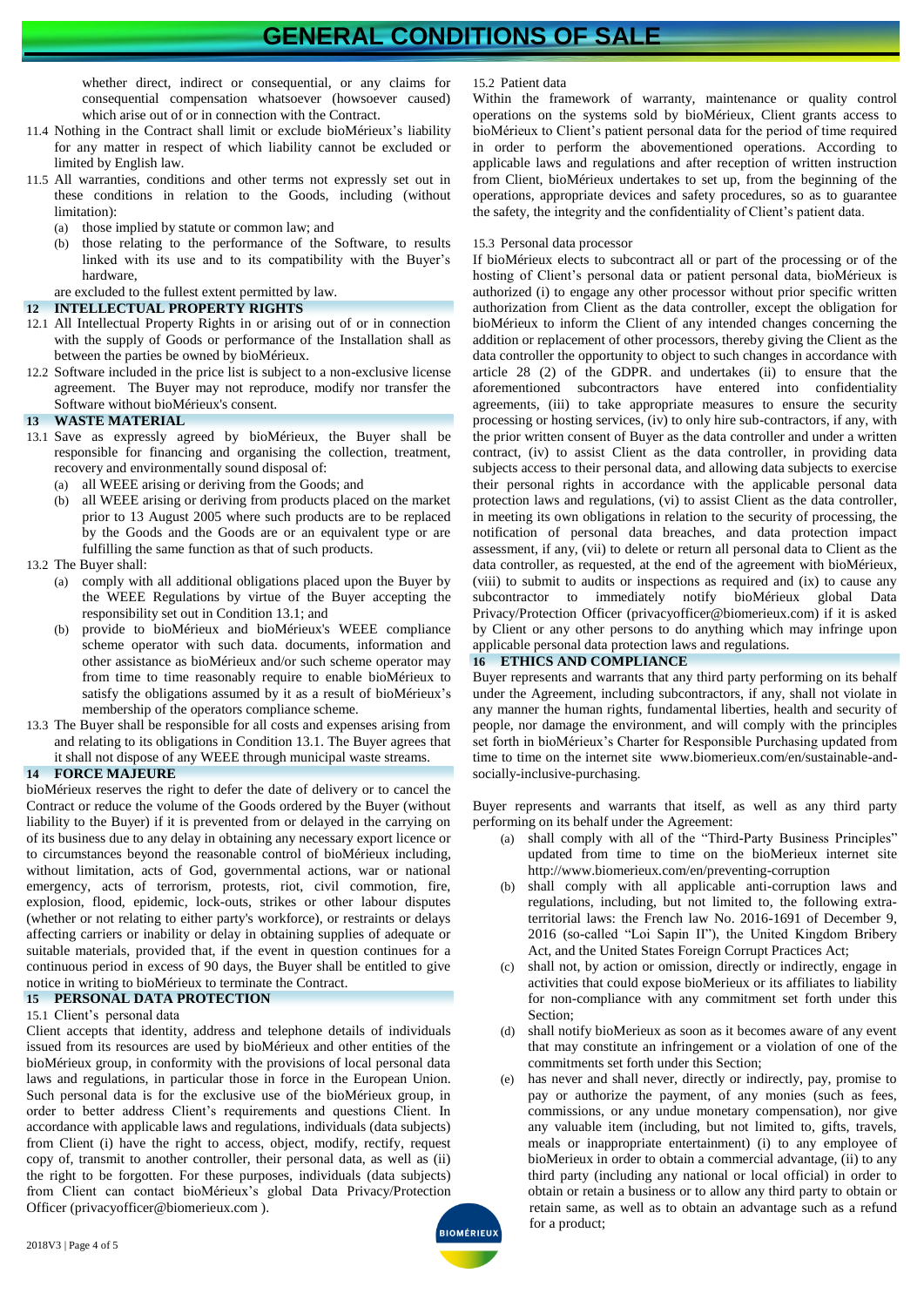whether direct, indirect or consequential, or any claims for consequential compensation whatsoever (howsoever caused) which arise out of or in connection with the Contract.

11.4 Nothing in the Contract shall limit or exclude bioMérieux's liability for any matter in respect of which liability cannot be excluded or limited by English law.

11.5 All warranties, conditions and other terms not expressly set out in these conditions in relation to the Goods, including (without limitation):

(a) those implied by statute or common law; and

(b) those relating to the performance of the Software, to results linked with its use and to its compatibility with the Buyer's hardware,

are excluded to the fullest extent permitted by law.

## 12 INTELLECTUAL PROPERTY RIGHTS

12.1 All Intellectual Property Rights in or arising out of or in connection with the supply of Goods or performance of the Installation shall as between the parties be owned by bioMérieux.

12.2 Software included in the price list is subject to a non-exclusive license agreement. The Buyer may not reproduce, modify nor transfer the Software without bioMérieux's consent.

## 13 WASTE MATERIAL

13.1 Save as expressly agreed by bioMérieux, the Buyer shall be responsible for financing and organising the collection, treatment, recovery and environmentally sound disposal of:

(a) all WEEE arising or deriving from the Goods; and

(b) all WEEE arising or deriving from products placed on the market prior to 13 August 2005 where such products are to be replaced by the Goods and the Goods are or an equivalent type or are fulfilling the same function as that of such products.

13.2 The Buyer shall:

(a) comply with all additional obligations placed upon the Buyer by the WEEE Regulations by virtue of the Buyer accepting the responsibility set out in Condition 13.1; and

(b) provide to bioMérieux and bioMérieux's WEEE compliance scheme operator with such data. documents, information and other assistance as bioMérieux and/or such scheme operator may from time to time reasonably require to enable bioMérieux to satisfy the obligations assumed by it as a result of bioMérieux's membership of the operators compliance scheme.

13.3 The Buyer shall be responsible for all costs and expenses arising from and relating to its obligations in Condition 13.1. The Buyer agrees that it shall not dispose of any WEEE through municipal waste streams.

## 14 FORCE MAJEURE

bioMérieux reserves the right to defer the date of delivery or to cancel the Contract or reduce the volume of the Goods ordered by the Buyer (without liability to the Buyer) if it is prevented from or delayed in the carrying on of its business due to any delay in obtaining any necessary export licence or to circumstances beyond the reasonable control of bioMérieux including, without limitation, acts of God, governmental actions, war or national emergency, acts of terrorism, protests, riot, civil commotion, fire, explosion, flood, epidemic, lock-outs, strikes or other labour disputes (whether or not relating to either party's workforce), or restraints or delays affecting carriers or inability or delay in obtaining supplies of adequate or suitable materials, provided that, if the event in question continues for a continuous period in excess of 90 days, the Buyer shall be entitled to give notice in writing to bioMérieux to terminate the Contract.

## 15 PERSONAL DATA PROTECTION

15.1 Client's personal data

Client accepts that identity, address and telephone details of individuals issued from its resources are used by bioMérieux and other entities of the bioMérieux group, in conformity with the provisions of local personal data laws and regulations, in particular those in force in the European Union. Such personal data is for the exclusive use of the bioMérieux group, in order to better address Client's requirements and questions Client. In accordance with applicable laws and regulations, individuals (data subjects) from Client (i) have the right to access, object, modify, rectify, request copy of, transmit to another controller, their personal data, as well as (ii) the right to be forgotten. For these purposes, individuals (data subjects) from Client can contact bioMérieux's global Data Privacy/Protection Officer (privacyofficer@biomerieux.com ).

15.2 Patient data

Within the framework of warranty, maintenance or quality control operations on the systems sold by bioMérieux, Client grants access to bioMérieux to Client's patient personal data for the period of time required in order to perform the abovementioned operations. According to applicable laws and regulations and after reception of written instruction from Client, bioMérieux undertakes to set up, from the beginning of the operations, appropriate devices and safety procedures, so as to guarantee the safety, the integrity and the confidentiality of Client's patient data.

15.3 Personal data processor

If bioMérieux elects to subcontract all or part of the processing or of the hosting of Client's personal data or patient personal data, bioMérieux is authorized (i) to engage any other processor without prior specific written authorization from Client as the data controller, except the obligation for bioMérieux to inform the Client of any intended changes concerning the addition or replacement of other processors, thereby giving the Client as the data controller the opportunity to object to such changes in accordance with article 28 (2) of the GDPR. and undertakes (ii) to ensure that the aforementioned subcontractors have entered into confidentiality agreements, (iii) to take appropriate measures to ensure the security processing or hosting services, (iv) to only hire sub-contractors, if any, with the prior written consent of Buyer as the data controller and under a written contract, (iv) to assist Client as the data controller, in providing data subjects access to their personal data, and allowing data subjects to exercise their personal rights in accordance with the applicable personal data protection laws and regulations, (vi) to assist Client as the data controller, in meeting its own obligations in relation to the security of processing, the notification of personal data breaches, and data protection impact assessment, if any, (vii) to delete or return all personal data to Client as the data controller, as requested, at the end of the agreement with bioMérieux, (viii) to submit to audits or inspections as required and (ix) to cause any subcontractor to immediately notify bioMérieux global Data Privacy/Protection Officer (privacyofficer@biomerieux.com) if it is asked by Client or any other persons to do anything which may infringe upon applicable personal data protection laws and regulations.

## 16 ETHICS AND COMPLIANCE

Buyer represents and warrants that any third party performing on its behalf under the Agreement, including subcontractors, if any, shall not violate in any manner the human rights, fundamental liberties, health and security of people, nor damage the environment, and will comply with the principles set forth in bioMérieux's Charter for Responsible Purchasing updated from time to time on the internet site www.biomerieux.com/en/sustainable-and-socially-inclusive-purchasing.

Buyer represents and warrants that itself, as well as any third party performing on its behalf under the Agreement:

(a) shall comply with all of the "Third-Party Business Principles" updated from time to time on the bioMerieux internet site http://www.biomerieux.com/en/preventing-corruption

(b) shall comply with all applicable anti-corruption laws and regulations, including, but not limited to, the following extra-territorial laws: the French law No. 2016-1691 of December 9, 2016 (so-called "Loi Sapin II"), the United Kingdom Bribery Act, and the United States Foreign Corrupt Practices Act;

(c) shall not, by action or omission, directly or indirectly, engage in activities that could expose bioMerieux or its affiliates to liability for non-compliance with any commitment set forth under this Section;

(d) shall notify bioMerieux as soon as it becomes aware of any event that may constitute an infringement or a violation of one of the commitments set forth under this Section;

(e) has never and shall never, directly or indirectly, pay, promise to pay or authorize the payment, of any monies (such as fees, commissions, or any undue monetary compensation), nor give any valuable item (including, but not limited to, gifts, travels, meals or inappropriate entertainment) (i) to any employee of bioMerieux in order to obtain a commercial advantage, (ii) to any third party (including any national or local official) in order to obtain or retain a business or to allow any third party to obtain or retain same, as well as to obtain an advantage such as a refund for a product;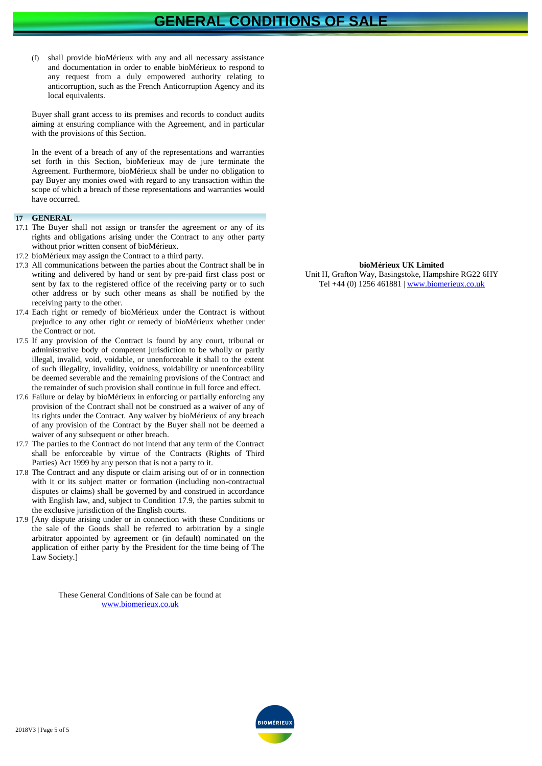(f) shall provide bioMérieux with any and all necessary assistance and documentation in order to enable bioMérieux to respond to any request from a duly empowered authority relating to anticorruption, such as the French Anticorruption Agency and its local equivalents.

Buyer shall grant access to its premises and records to conduct audits aiming at ensuring compliance with the Agreement, and in particular with the provisions of this Section.

In the event of a breach of any of the representations and warranties set forth in this Section, bioMerieux may de jure terminate the Agreement. Furthermore, bioMérieux shall be under no obligation to pay Buyer any monies owed with regard to any transaction within the scope of which a breach of these representations and warranties would have occurred.

## 17 GENERAL

17.1 The Buyer shall not assign or transfer the agreement or any of its rights and obligations arising under the Contract to any other party without prior written consent of bioMérieux.

17.2 bioMérieux may assign the Contract to a third party.

17.3 All communications between the parties about the Contract shall be in writing and delivered by hand or sent by pre-paid first class post or sent by fax to the registered office of the receiving party or to such other address or by such other means as shall be notified by the receiving party to the other.

17.4 Each right or remedy of bioMérieux under the Contract is without prejudice to any other right or remedy of bioMérieux whether under the Contract or not.

17.5 If any provision of the Contract is found by any court, tribunal or administrative body of competent jurisdiction to be wholly or partly illegal, invalid, void, voidable, or unenforceable it shall to the extent of such illegality, invalidity, voidness, voidability or unenforceability be deemed severable and the remaining provisions of the Contract and the remainder of such provision shall continue in full force and effect.

17.6 Failure or delay by bioMérieux in enforcing or partially enforcing any provision of the Contract shall not be construed as a waiver of any of its rights under the Contract. Any waiver by bioMérieux of any breach of any provision of the Contract by the Buyer shall not be deemed a waiver of any subsequent or other breach.

17.7 The parties to the Contract do not intend that any term of the Contract shall be enforceable by virtue of the Contracts (Rights of Third Parties) Act 1999 by any person that is not a party to it.

17.8 The Contract and any dispute or claim arising out of or in connection with it or its subject matter or formation (including non-contractual disputes or claims) shall be governed by and construed in accordance with English law, and, subject to Condition 17.9, the parties submit to the exclusive jurisdiction of the English courts.

17.9 [Any dispute arising under or in connection with these Conditions or the sale of the Goods shall be referred to arbitration by a single arbitrator appointed by agreement or (in default) nominated on the application of either party by the President for the time being of The Law Society.]

These General Conditions of Sale can be found at www.biomerieux.co.uk

**bioMérieux UK Limited**
Unit H, Grafton Way, Basingstoke, Hampshire RG22 6HY
Tel +44 (0) 1256 461881 | www.biomerieux.co.uk